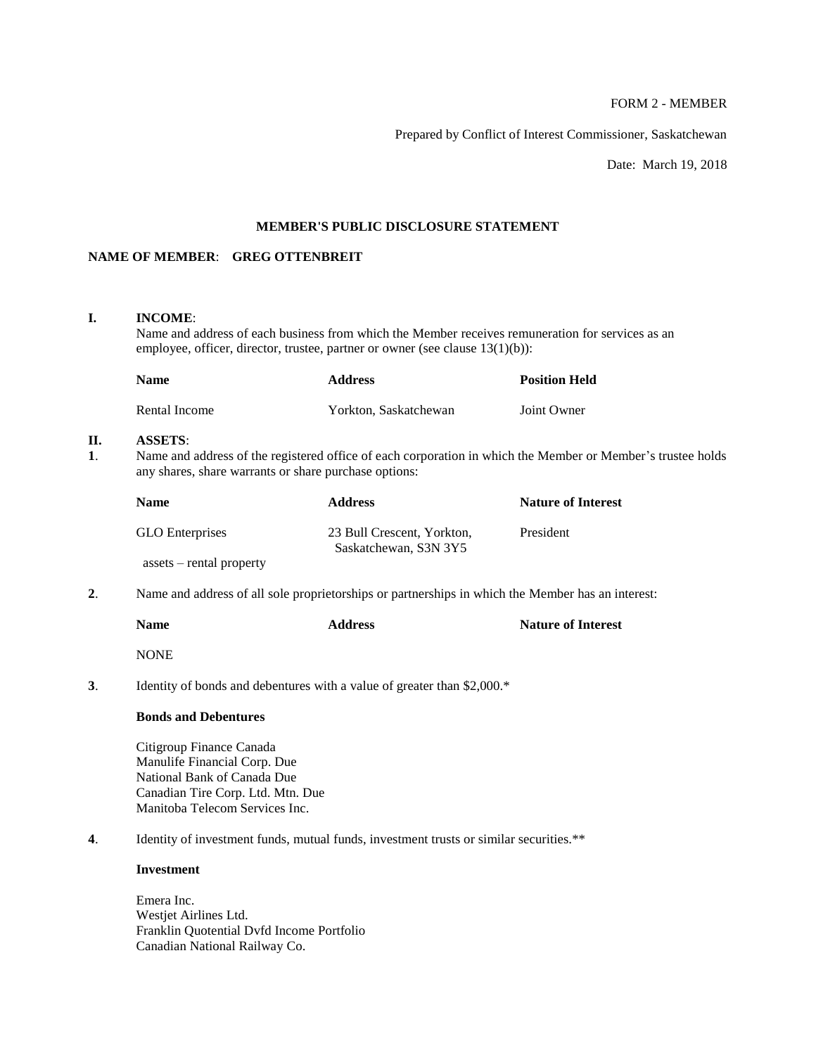FORM 2 - MEMBER

Prepared by Conflict of Interest Commissioner, Saskatchewan

Date: March 19, 2018

## MEMBER'S PUBLIC DISCLOSURE STATEMENT

**NAME OF MEMBER**: **GREG OTTENBREIT**

### I. INCOME:

Name and address of each business from which the Member receives remuneration for services as an employee, officer, director, trustee, partner or owner (see clause 13(1)(b)):

| Name | Address | Position Held |
|---|---|---|
| Rental Income | Yorkton, Saskatchewan | Joint Owner |

### II. ASSETS:

**1**. Name and address of the registered office of each corporation in which the Member or Member's trustee holds any shares, share warrants or share purchase options:

| Name | Address | Nature of Interest |
|---|---|---|
| GLO Enterprises<br>assets – rental property | 23 Bull Crescent, Yorkton, Saskatchewan, S3N 3Y5 | President |

**2**. Name and address of all sole proprietorships or partnerships in which the Member has an interest:

| Name | Address | Nature of Interest |
|---|---|---|
| NONE | | |

**3**. Identity of bonds and debentures with a value of greater than $2,000.*

**Bonds and Debentures**

Citigroup Finance Canada
Manulife Financial Corp. Due
National Bank of Canada Due
Canadian Tire Corp. Ltd. Mtn. Due
Manitoba Telecom Services Inc.

**4**. Identity of investment funds, mutual funds, investment trusts or similar securities.**

**Investment**

Emera Inc.
Westjet Airlines Ltd.
Franklin Quotential Dvfd Income Portfolio
Canadian National Railway Co.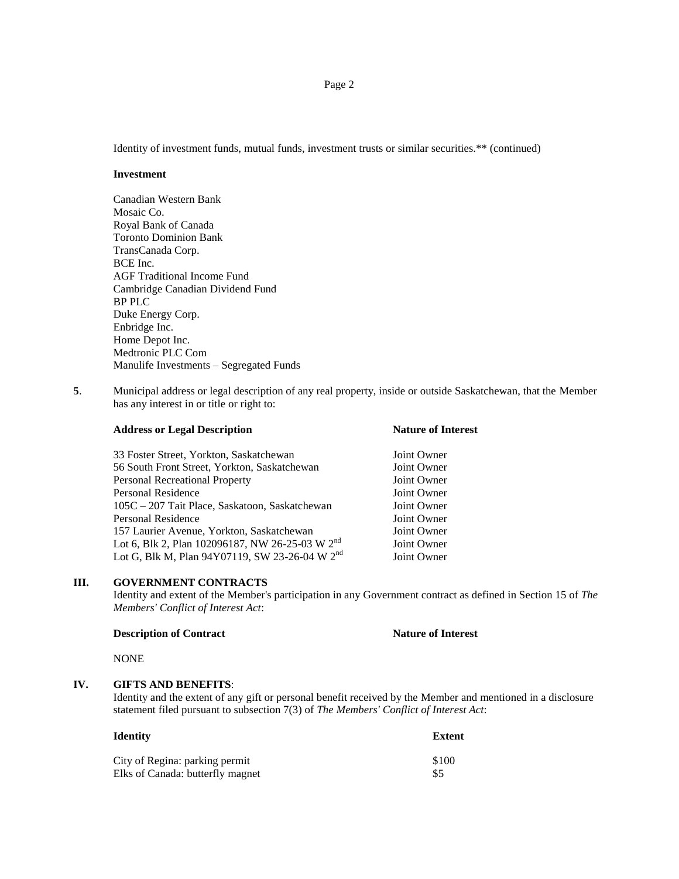Identity of investment funds, mutual funds, investment trusts or similar securities.** (continued)

**Investment**

Canadian Western Bank
Mosaic Co.
Royal Bank of Canada
Toronto Dominion Bank
TransCanada Corp.
BCE Inc.
AGF Traditional Income Fund
Cambridge Canadian Dividend Fund
BP PLC
Duke Energy Corp.
Enbridge Inc.
Home Depot Inc.
Medtronic PLC Com
Manulife Investments – Segregated Funds

**5**. Municipal address or legal description of any real property, inside or outside Saskatchewan, that the Member has any interest in or title or right to:

| **Address or Legal Description** | **Nature of Interest** |
|---|---|
| 33 Foster Street, Yorkton, Saskatchewan | Joint Owner |
| 56 South Front Street, Yorkton, Saskatchewan | Joint Owner |
| Personal Recreational Property | Joint Owner |
| Personal Residence | Joint Owner |
| 105C – 207 Tait Place, Saskatoon, Saskatchewan | Joint Owner |
| Personal Residence | Joint Owner |
| 157 Laurier Avenue, Yorkton, Saskatchewan | Joint Owner |
| Lot 6, Blk 2, Plan 102096187, NW 26-25-03 W 2nd | Joint Owner |
| Lot G, Blk M, Plan 94Y07119, SW 23-26-04 W 2nd | Joint Owner |

## III. GOVERNMENT CONTRACTS

Identity and extent of the Member's participation in any Government contract as defined in Section 15 of *The Members' Conflict of Interest Act*:

| **Description of Contract** | **Nature of Interest** |
|---|---|
| NONE | |

## IV. GIFTS AND BENEFITS:

Identity and the extent of any gift or personal benefit received by the Member and mentioned in a disclosure statement filed pursuant to subsection 7(3) of *The Members' Conflict of Interest Act*:

| **Identity** | **Extent** |
|---|---|
| City of Regina: parking permit | $100 |
| Elks of Canada: butterfly magnet | $5 |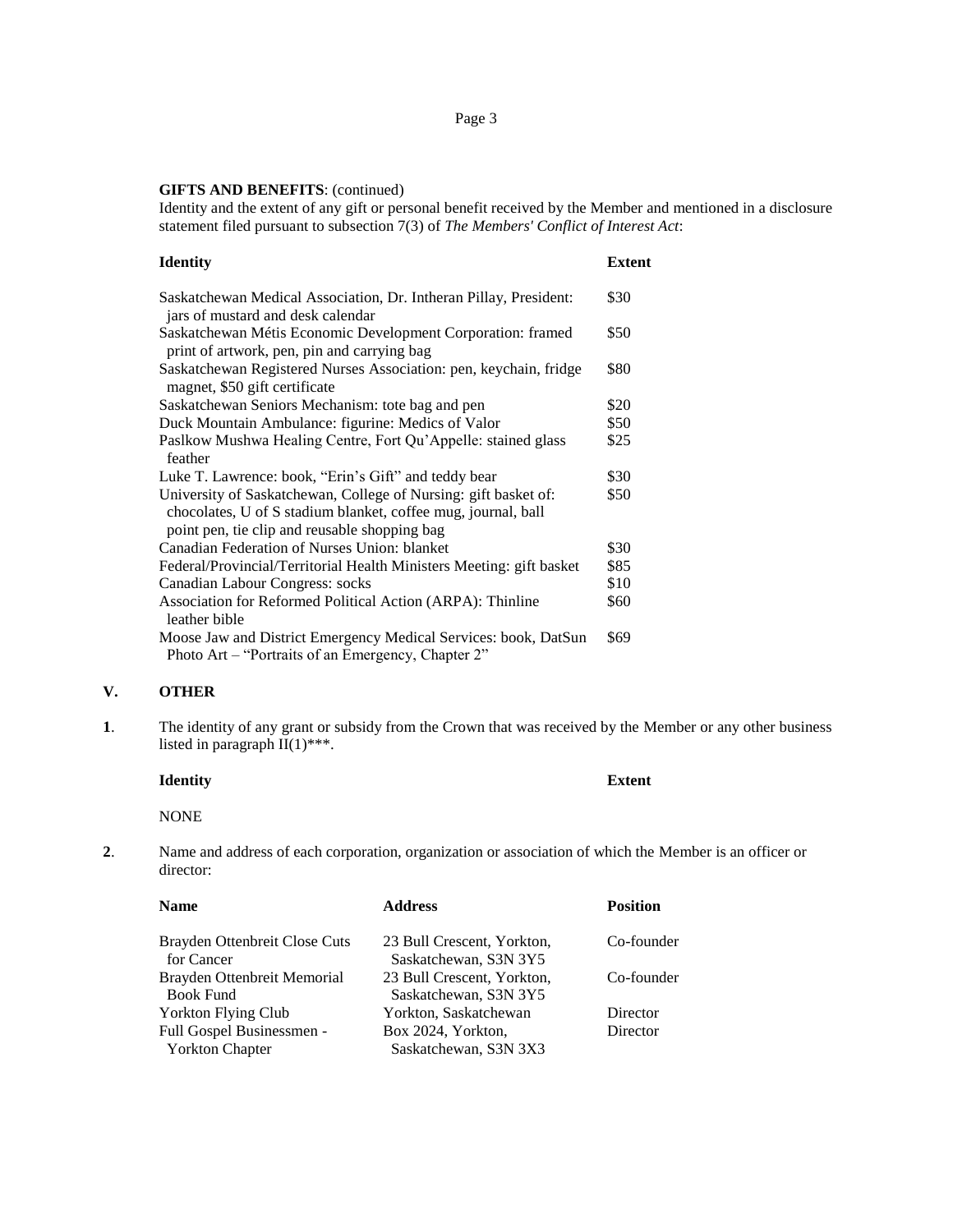**GIFTS AND BENEFITS**: (continued)

Identity and the extent of any gift or personal benefit received by the Member and mentioned in a disclosure statement filed pursuant to subsection 7(3) of *The Members' Conflict of Interest Act*:

| Identity | Extent |
|---|---|
| Saskatchewan Medical Association, Dr. Intheran Pillay, President: jars of mustard and desk calendar | $30 |
| Saskatchewan Métis Economic Development Corporation: framed print of artwork, pen, pin and carrying bag | $50 |
| Saskatchewan Registered Nurses Association: pen, keychain, fridge magnet, $50 gift certificate | $80 |
| Saskatchewan Seniors Mechanism: tote bag and pen | $20 |
| Duck Mountain Ambulance: figurine: Medics of Valor | $50 |
| Paslkow Mushwa Healing Centre, Fort Qu'Appelle: stained glass feather | $25 |
| Luke T. Lawrence: book, "Erin's Gift" and teddy bear | $30 |
| University of Saskatchewan, College of Nursing: gift basket of: chocolates, U of S stadium blanket, coffee mug, journal, ball point pen, tie clip and reusable shopping bag | $50 |
| Canadian Federation of Nurses Union: blanket | $30 |
| Federal/Provincial/Territorial Health Ministers Meeting: gift basket | $85 |
| Canadian Labour Congress: socks | $10 |
| Association for Reformed Political Action (ARPA): Thinline leather bible | $60 |
| Moose Jaw and District Emergency Medical Services: book, DatSun Photo Art – "Portraits of an Emergency, Chapter 2" | $69 |

## V. OTHER

**1**. The identity of any grant or subsidy from the Crown that was received by the Member or any other business listed in paragraph II(1)***.

| Identity | Extent |
|---|---|
| NONE | |

**2**. Name and address of each corporation, organization or association of which the Member is an officer or director:

| Name | Address | Position |
|---|---|---|
| Brayden Ottenbreit Close Cuts for Cancer | 23 Bull Crescent, Yorkton, Saskatchewan, S3N 3Y5 | Co-founder |
| Brayden Ottenbreit Memorial Book Fund | 23 Bull Crescent, Yorkton, Saskatchewan, S3N 3Y5 | Co-founder |
| Yorkton Flying Club | Yorkton, Saskatchewan | Director |
| Full Gospel Businessmen - Yorkton Chapter | Box 2024, Yorkton, Saskatchewan, S3N 3X3 | Director |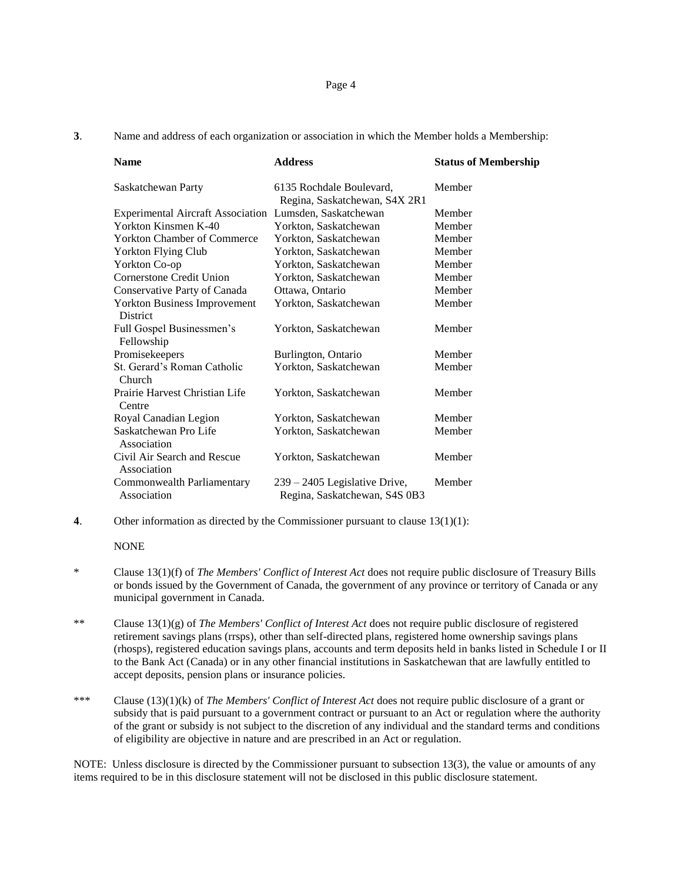**3**. Name and address of each organization or association in which the Member holds a Membership:

| Name | Address | Status of Membership |
| --- | --- | --- |
| Saskatchewan Party | 6135 Rochdale Boulevard, Regina, Saskatchewan, S4X 2R1 | Member |
| Experimental Aircraft Association | Lumsden, Saskatchewan | Member |
| Yorkton Kinsmen K-40 | Yorkton, Saskatchewan | Member |
| Yorkton Chamber of Commerce | Yorkton, Saskatchewan | Member |
| Yorkton Flying Club | Yorkton, Saskatchewan | Member |
| Yorkton Co-op | Yorkton, Saskatchewan | Member |
| Cornerstone Credit Union | Yorkton, Saskatchewan | Member |
| Conservative Party of Canada | Ottawa, Ontario | Member |
| Yorkton Business Improvement District | Yorkton, Saskatchewan | Member |
| Full Gospel Businessmen's Fellowship | Yorkton, Saskatchewan | Member |
| Promisekeepers | Burlington, Ontario | Member |
| St. Gerard's Roman Catholic Church | Yorkton, Saskatchewan | Member |
| Prairie Harvest Christian Life Centre | Yorkton, Saskatchewan | Member |
| Royal Canadian Legion | Yorkton, Saskatchewan | Member |
| Saskatchewan Pro Life Association | Yorkton, Saskatchewan | Member |
| Civil Air Search and Rescue Association | Yorkton, Saskatchewan | Member |
| Commonwealth Parliamentary Association | 239 – 2405 Legislative Drive, Regina, Saskatchewan, S4S 0B3 | Member |

**4**. Other information as directed by the Commissioner pursuant to clause 13(1)(l):

NONE

\* Clause 13(1)(f) of *The Members' Conflict of Interest Act* does not require public disclosure of Treasury Bills or bonds issued by the Government of Canada, the government of any province or territory of Canada or any municipal government in Canada.

\*\* Clause 13(1)(g) of *The Members' Conflict of Interest Act* does not require public disclosure of registered retirement savings plans (rrsps), other than self-directed plans, registered home ownership savings plans (rhosps), registered education savings plans, accounts and term deposits held in banks listed in Schedule I or II to the Bank Act (Canada) or in any other financial institutions in Saskatchewan that are lawfully entitled to accept deposits, pension plans or insurance policies.

\*\*\* Clause (13)(1)(k) of *The Members' Conflict of Interest Act* does not require public disclosure of a grant or subsidy that is paid pursuant to a government contract or pursuant to an Act or regulation where the authority of the grant or subsidy is not subject to the discretion of any individual and the standard terms and conditions of eligibility are objective in nature and are prescribed in an Act or regulation.

NOTE: Unless disclosure is directed by the Commissioner pursuant to subsection 13(3), the value or amounts of any items required to be in this disclosure statement will not be disclosed in this public disclosure statement.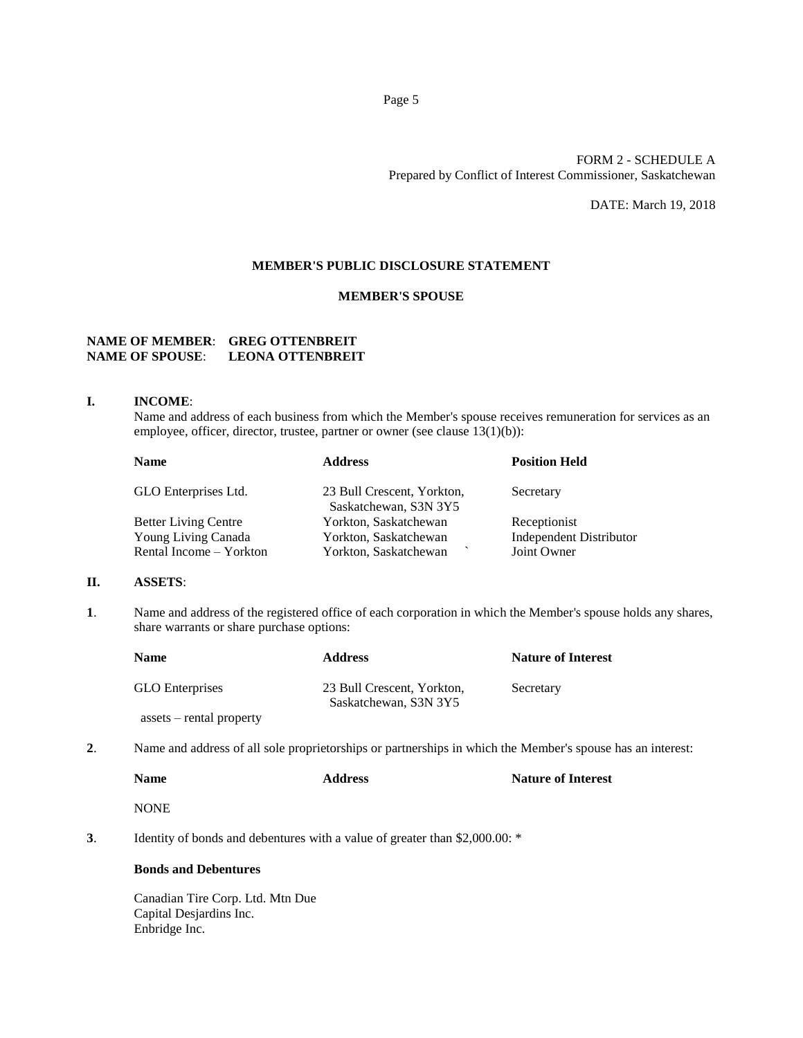FORM 2 - SCHEDULE A
Prepared by Conflict of Interest Commissioner, Saskatchewan

DATE: March 19, 2018

## MEMBER'S PUBLIC DISCLOSURE STATEMENT

## MEMBER'S SPOUSE

**NAME OF MEMBER**: **GREG OTTENBREIT**
**NAME OF SPOUSE**: **LEONA OTTENBREIT**

**I. INCOME**:

Name and address of each business from which the Member's spouse receives remuneration for services as an employee, officer, director, trustee, partner or owner (see clause 13(1)(b)):

| Name | Address | Position Held |
|---|---|---|
| GLO Enterprises Ltd. | 23 Bull Crescent, Yorkton, Saskatchewan, S3N 3Y5 | Secretary |
| Better Living Centre | Yorkton, Saskatchewan | Receptionist |
| Young Living Canada | Yorkton, Saskatchewan | Independent Distributor |
| Rental Income – Yorkton | Yorkton, Saskatchewan ` | Joint Owner |

**II. ASSETS**:

**1**. Name and address of the registered office of each corporation in which the Member's spouse holds any shares, share warrants or share purchase options:

| Name | Address | Nature of Interest |
|---|---|---|
| GLO Enterprises | 23 Bull Crescent, Yorkton, Saskatchewan, S3N 3Y5 | Secretary |
| assets – rental property | | |

**2**. Name and address of all sole proprietorships or partnerships in which the Member's spouse has an interest:

| Name | Address | Nature of Interest |
|---|---|---|
| NONE | | |

**3**. Identity of bonds and debentures with a value of greater than $2,000.00: *

**Bonds and Debentures**

Canadian Tire Corp. Ltd. Mtn Due
Capital Desjardins Inc.
Enbridge Inc.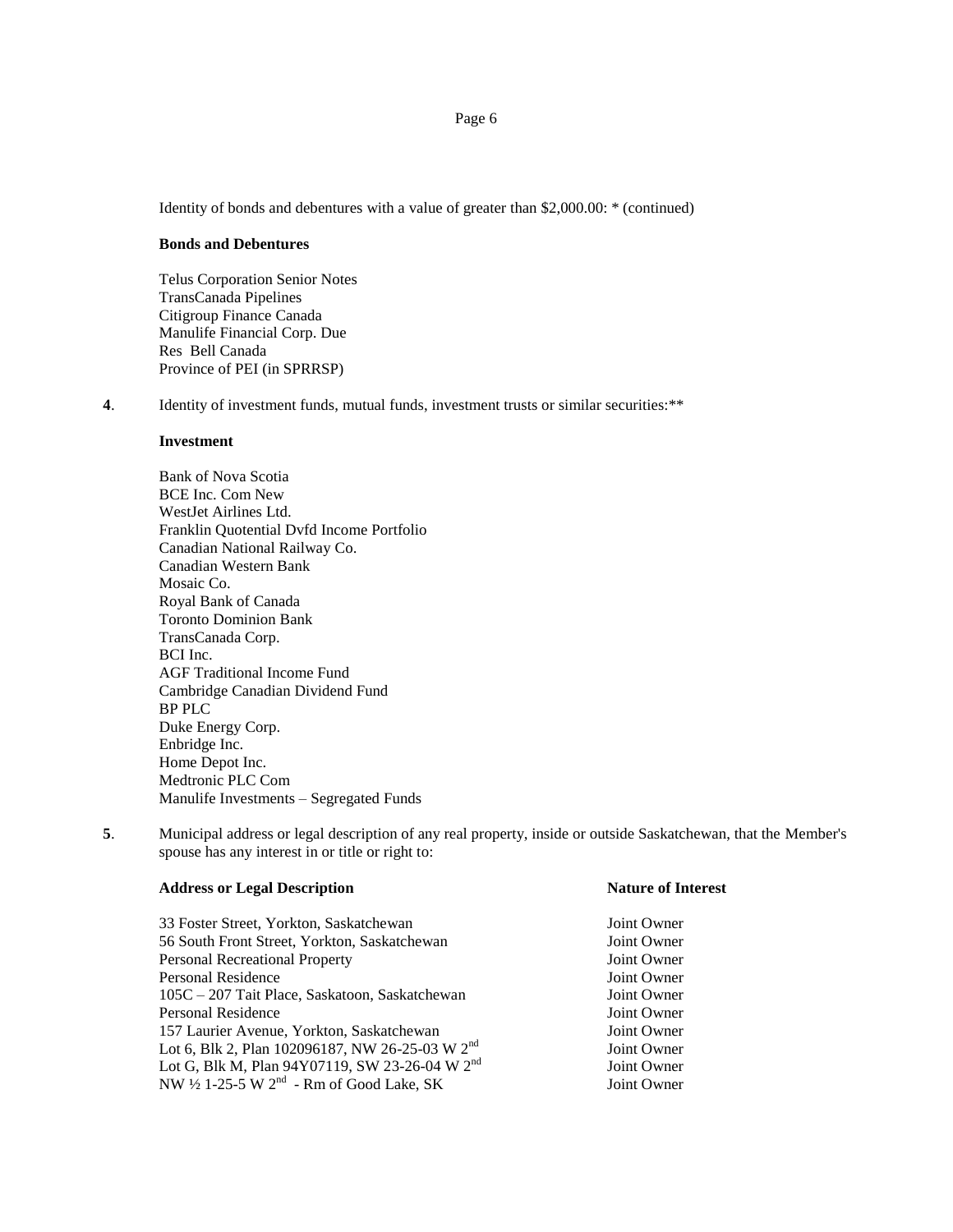Identity of bonds and debentures with a value of greater than $2,000.00: * (continued)

**Bonds and Debentures**

Telus Corporation Senior Notes
TransCanada Pipelines
Citigroup Finance Canada
Manulife Financial Corp. Due
Res Bell Canada
Province of PEI (in SPRRSP)

**4**. Identity of investment funds, mutual funds, investment trusts or similar securities:**

**Investment**

Bank of Nova Scotia
BCE Inc. Com New
WestJet Airlines Ltd.
Franklin Quotential Dvfd Income Portfolio
Canadian National Railway Co.
Canadian Western Bank
Mosaic Co.
Royal Bank of Canada
Toronto Dominion Bank
TransCanada Corp.
BCI Inc.
AGF Traditional Income Fund
Cambridge Canadian Dividend Fund
BP PLC
Duke Energy Corp.
Enbridge Inc.
Home Depot Inc.
Medtronic PLC Com
Manulife Investments – Segregated Funds

**5**. Municipal address or legal description of any real property, inside or outside Saskatchewan, that the Member's spouse has any interest in or title or right to:

| **Address or Legal Description** | **Nature of Interest** |
|---|---|
| 33 Foster Street, Yorkton, Saskatchewan | Joint Owner |
| 56 South Front Street, Yorkton, Saskatchewan | Joint Owner |
| Personal Recreational Property | Joint Owner |
| Personal Residence | Joint Owner |
| 105C – 207 Tait Place, Saskatoon, Saskatchewan | Joint Owner |
| Personal Residence | Joint Owner |
| 157 Laurier Avenue, Yorkton, Saskatchewan | Joint Owner |
| Lot 6, Blk 2, Plan 102096187, NW 26-25-03 W 2nd | Joint Owner |
| Lot G, Blk M, Plan 94Y07119, SW 23-26-04 W 2nd | Joint Owner |
| NW ½ 1-25-5 W 2nd - Rm of Good Lake, SK | Joint Owner |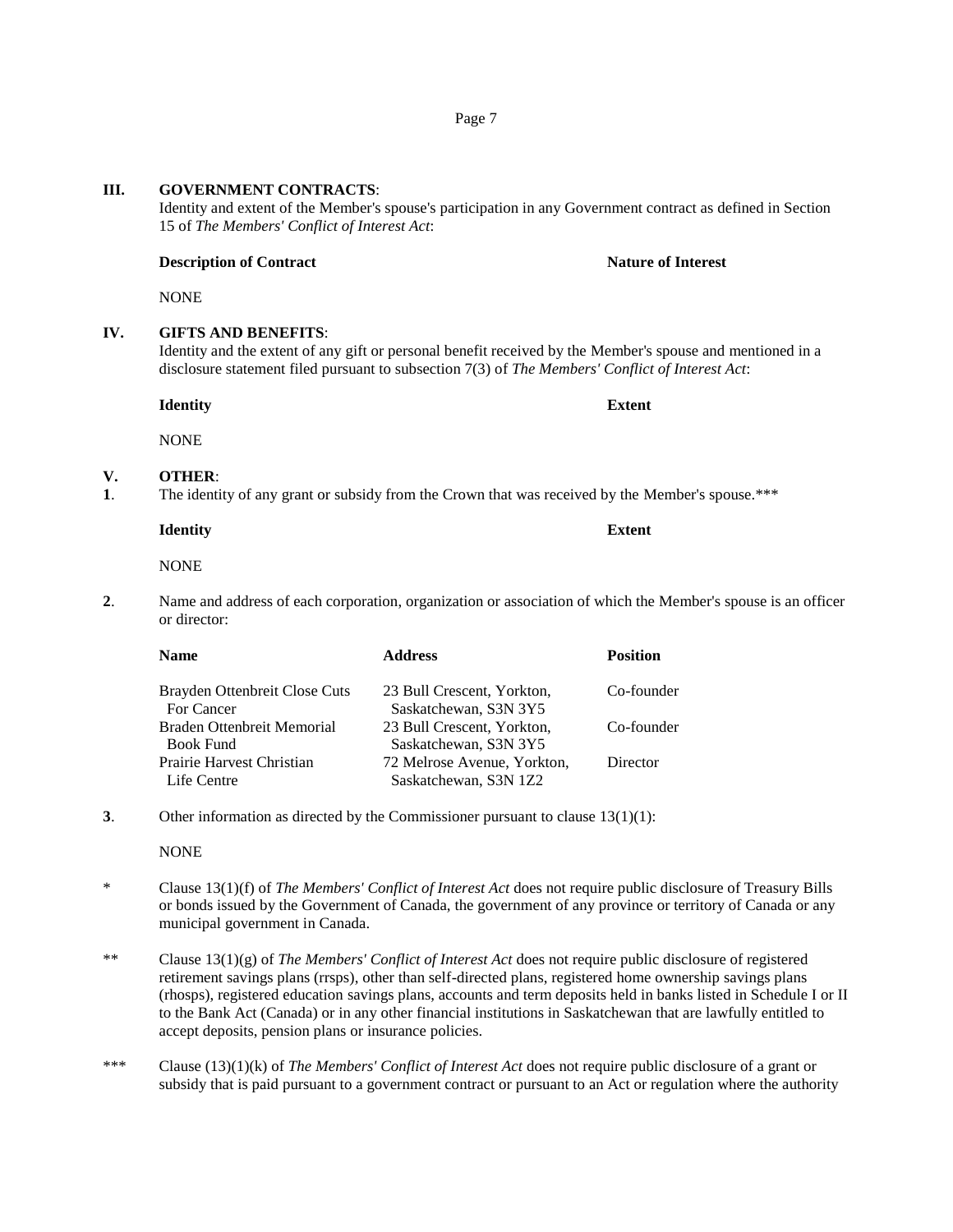**III. GOVERNMENT CONTRACTS**:

Identity and extent of the Member's spouse's participation in any Government contract as defined in Section 15 of *The Members' Conflict of Interest Act*:

| Description of Contract | Nature of Interest |
|---|---|
| NONE | |

**IV. GIFTS AND BENEFITS**:

Identity and the extent of any gift or personal benefit received by the Member's spouse and mentioned in a disclosure statement filed pursuant to subsection 7(3) of *The Members' Conflict of Interest Act*:

| Identity | Extent |
|---|---|
| NONE | |

**V. OTHER**:

**1**. The identity of any grant or subsidy from the Crown that was received by the Member's spouse.***

| Identity | Extent |
|---|---|
| NONE | |

**2**. Name and address of each corporation, organization or association of which the Member's spouse is an officer or director:

| Name | Address | Position |
|---|---|---|
| Brayden Ottenbreit Close Cuts For Cancer | 23 Bull Crescent, Yorkton, Saskatchewan, S3N 3Y5 | Co-founder |
| Braden Ottenbreit Memorial Book Fund | 23 Bull Crescent, Yorkton, Saskatchewan, S3N 3Y5 | Co-founder |
| Prairie Harvest Christian Life Centre | 72 Melrose Avenue, Yorkton, Saskatchewan, S3N 1Z2 | Director |

**3**. Other information as directed by the Commissioner pursuant to clause 13(1)(l):

NONE

\* Clause 13(1)(f) of *The Members' Conflict of Interest Act* does not require public disclosure of Treasury Bills or bonds issued by the Government of Canada, the government of any province or territory of Canada or any municipal government in Canada.

** Clause 13(1)(g) of *The Members' Conflict of Interest Act* does not require public disclosure of registered retirement savings plans (rrsps), other than self-directed plans, registered home ownership savings plans (rhosps), registered education savings plans, accounts and term deposits held in banks listed in Schedule I or II to the Bank Act (Canada) or in any other financial institutions in Saskatchewan that are lawfully entitled to accept deposits, pension plans or insurance policies.

*** Clause (13)(1)(k) of *The Members' Conflict of Interest Act* does not require public disclosure of a grant or subsidy that is paid pursuant to a government contract or pursuant to an Act or regulation where the authority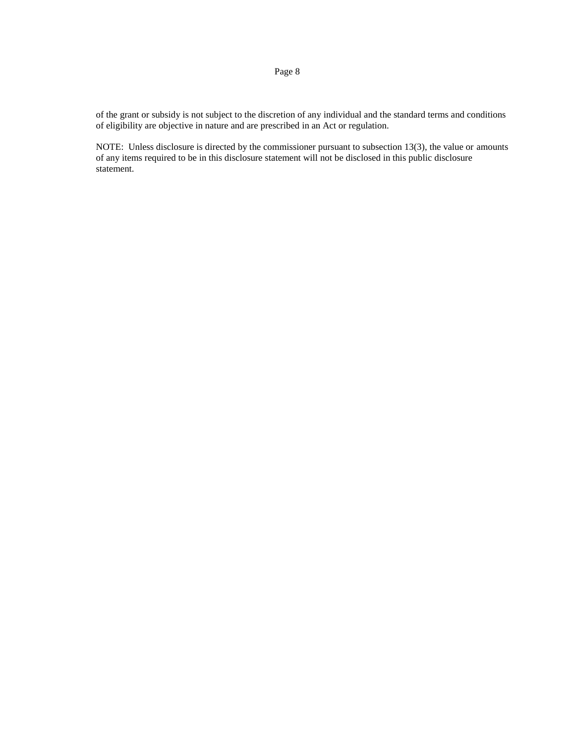of the grant or subsidy is not subject to the discretion of any individual and the standard terms and conditions of eligibility are objective in nature and are prescribed in an Act or regulation.

NOTE: Unless disclosure is directed by the commissioner pursuant to subsection 13(3), the value or amounts of any items required to be in this disclosure statement will not be disclosed in this public disclosure statement.